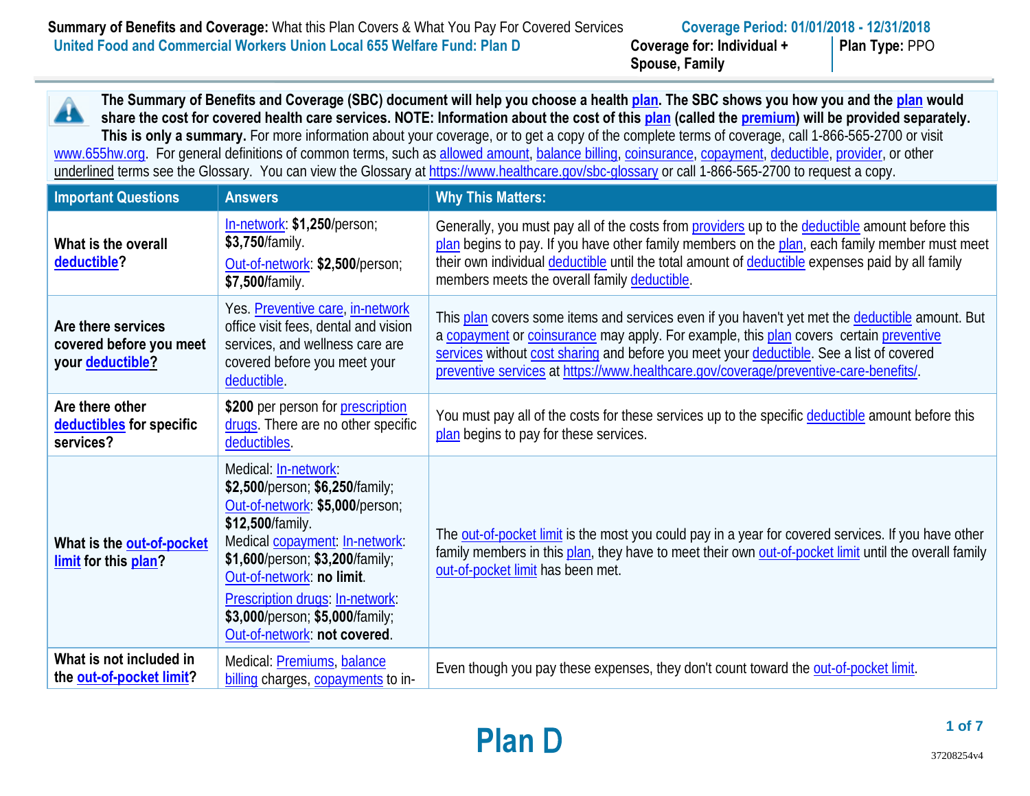**Summary of Benefits and Coverage:** What this Plan Covers & What You Pay For Covered Services

**United Food and Commercial Workers Union Local 655 Welfare Fund: Plan D**

**Coverage Period: 01/01/2018 - 12/31/2018**

**Coverage for: Individual + Spouse, Family** | **Plan Type:** PPO

**The Summary of Benefits and Coverage (SBC) document will help you choose a health plan. The SBC shows you how you and the plan would share the cost for covered health care services. NOTE: Information about the cost of this plan (called the premium) will be provided separately. This is only a summary.** For more information about your coverage, or to get a copy of the complete terms of coverage, call 1-866-565-2700 or visit www.655hw.org. For general definitions of common terms, such as allowed amount, balance billing, coinsurance, copayment, deductible, provider, or other underlined terms see the Glossary. You can view the Glossary at https://www.healthcare.gov/sbc-glossary or call 1-866-565-2700 to request a copy.

| Important Questions | Answers | Why This Matters: |
|---|---|---|
| **What is the overall deductible?** | In-network: **$1,250**/person; **$3,750**/family. Out-of-network: **$2,500**/person; **$7,500**/family. | Generally, you must pay all of the costs from providers up to the deductible amount before this plan begins to pay. If you have other family members on the plan, each family member must meet their own individual deductible until the total amount of deductible expenses paid by all family members meets the overall family deductible. |
| **Are there services covered before you meet your deductible?** | Yes. Preventive care, in-network office visit fees, dental and vision services, and wellness care are covered before you meet your deductible. | This plan covers some items and services even if you haven't yet met the deductible amount. But a copayment or coinsurance may apply. For example, this plan covers certain preventive services without cost sharing and before you meet your deductible. See a list of covered preventive services at https://www.healthcare.gov/coverage/preventive-care-benefits/. |
| **Are there other deductibles for specific services?** | **$200** per person for prescription drugs. There are no other specific deductibles. | You must pay all of the costs for these services up to the specific deductible amount before this plan begins to pay for these services. |
| **What is the out-of-pocket limit for this plan?** | Medical: In-network: **$2,500**/person; **$6,250**/family; Out-of-network: **$5,000**/person; **$12,500**/family. Medical copayment: In-network: **$1,600**/person; **$3,200**/family; Out-of-network: **no limit**. Prescription drugs: In-network: **$3,000**/person; **$5,000**/family; Out-of-network: **not covered**. | The out-of-pocket limit is the most you could pay in a year for covered services. If you have other family members in this plan, they have to meet their own out-of-pocket limit until the overall family out-of-pocket limit has been met. |
| **What is not included in the out-of-pocket limit?** | Medical: Premiums, balance billing charges, copayments to in- | Even though you pay these expenses, they don't count toward the out-of-pocket limit. |

**Plan D**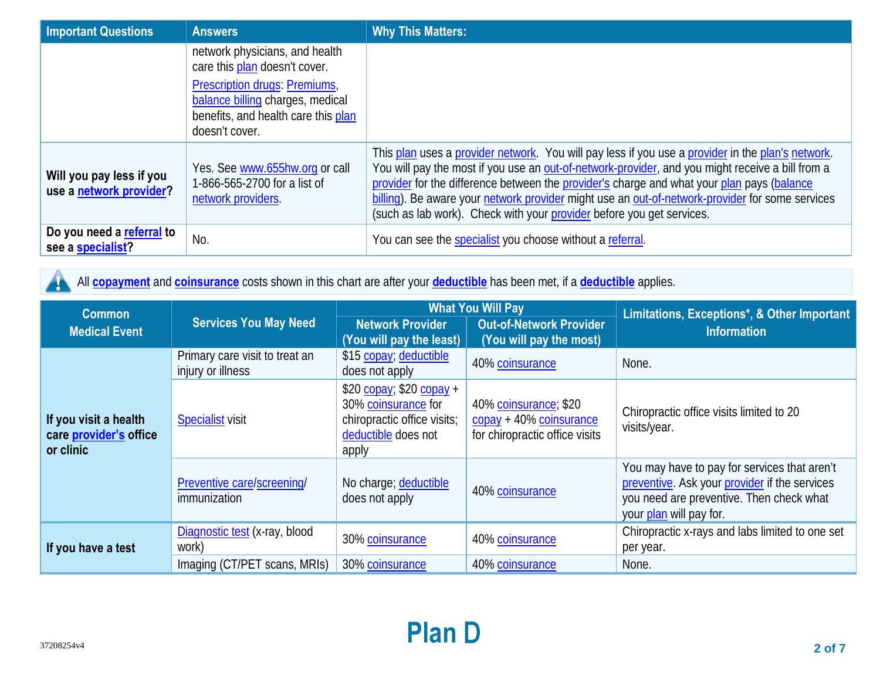| Important Questions | Answers | Why This Matters: |
| --- | --- | --- |
| | network physicians, and health care this plan doesn't cover. Prescription drugs: Premiums, balance billing charges, medical benefits, and health care this plan doesn't cover. | |
| **Will you pay less if you use a network provider?** | Yes. See www.655hw.org or call 1-866-565-2700 for a list of network providers. | This plan uses a provider network. You will pay less if you use a provider in the plan's network. You will pay the most if you use an out-of-network-provider, and you might receive a bill from a provider for the difference between the provider's charge and what your plan pays (balance billing). Be aware your network provider might use an out-of-network-provider for some services (such as lab work). Check with your provider before you get services. |
| **Do you need a referral to see a specialist?** | No. | You can see the specialist you choose without a referral. |

All **copayment** and **coinsurance** costs shown in this chart are after your **deductible** has been met, if a **deductible** applies.

| Common Medical Event | Services You May Need | What You Will Pay | | Limitations, Exceptions*, & Other Important Information |
| --- | --- | --- | --- | --- |
| | | Network Provider (You will pay the least) | Out-of-Network Provider (You will pay the most) | |
| **If you visit a health care provider's office or clinic** | Primary care visit to treat an injury or illness | $15 copay; deductible does not apply | 40% coinsurance | None. |
| | Specialist visit | $20 copay; $20 copay + 30% coinsurance for chiropractic office visits; deductible does not apply | 40% coinsurance; $20 copay + 40% coinsurance for chiropractic office visits | Chiropractic office visits limited to 20 visits/year. |
| | Preventive care/screening/ immunization | No charge; deductible does not apply | 40% coinsurance | You may have to pay for services that aren't preventive. Ask your provider if the services you need are preventive. Then check what your plan will pay for. |
| **If you have a test** | Diagnostic test (x-ray, blood work) | 30% coinsurance | 40% coinsurance | Chiropractic x-rays and labs limited to one set per year. |
| | Imaging (CT/PET scans, MRIs) | 30% coinsurance | 40% coinsurance | None. |

37208254v4

**Plan D**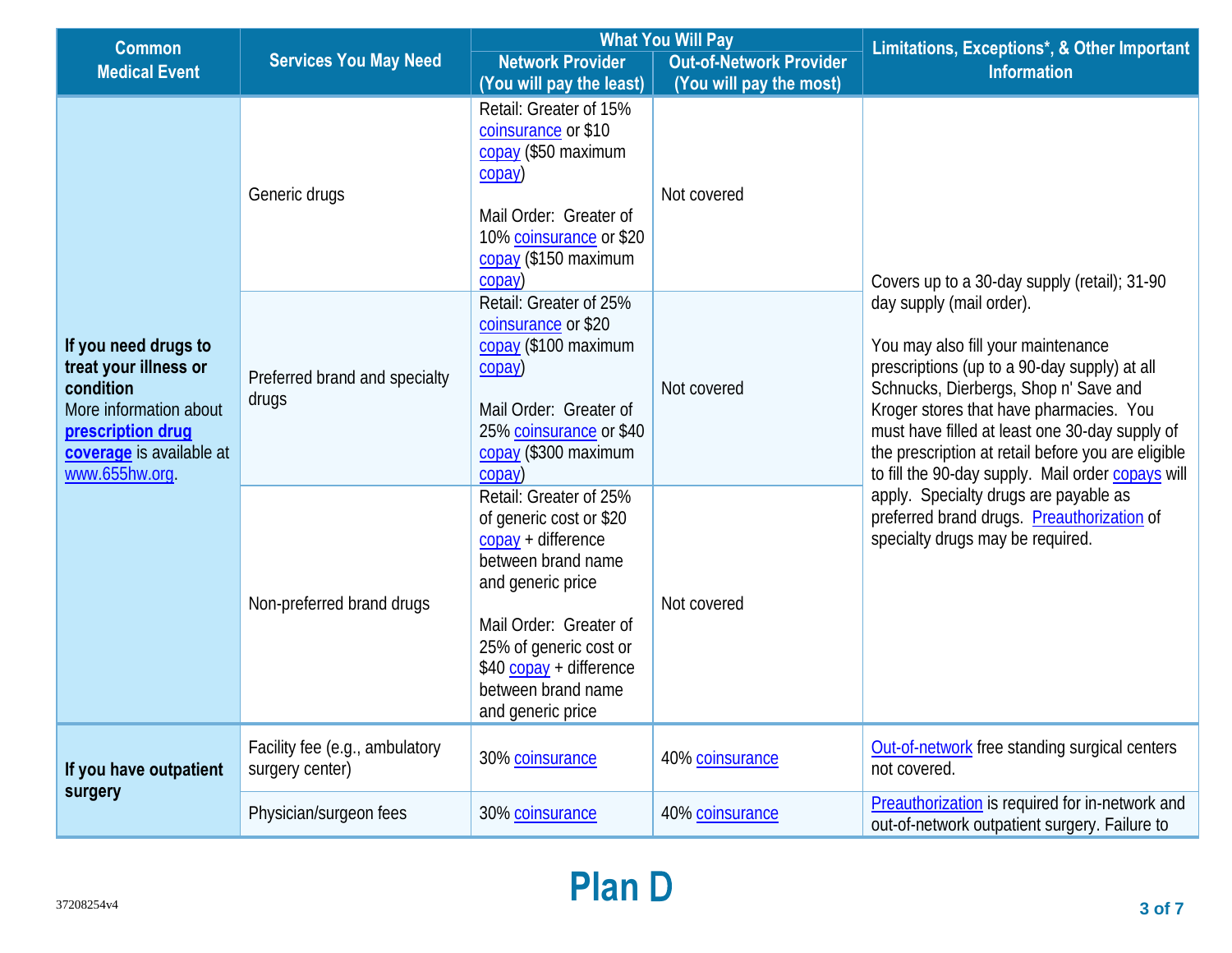| Common Medical Event | Services You May Need | What You Will Pay | | Limitations, Exceptions*, & Other Important Information |
|---|---|---|---|---|
| | | Network Provider (You will pay the least) | Out-of-Network Provider (You will pay the most) | |
| **If you need drugs to treat your illness or condition** More information about **prescription drug coverage** is available at www.655hw.org. | Generic drugs | Retail: Greater of 15% coinsurance or $10 copay ($50 maximum copay)<br><br>Mail Order: Greater of 10% coinsurance or $20 copay ($150 maximum copay) | Not covered | Covers up to a 30-day supply (retail); 31-90 day supply (mail order).<br><br>You may also fill your maintenance prescriptions (up to a 90-day supply) at all Schnucks, Dierbergs, Shop n' Save and Kroger stores that have pharmacies. You must have filled at least one 30-day supply of the prescription at retail before you are eligible to fill the 90-day supply. Mail order copays will apply. Specialty drugs are payable as preferred brand drugs. Preauthorization of specialty drugs may be required. |
| | Preferred brand and specialty drugs | Retail: Greater of 25% coinsurance or $20 copay ($100 maximum copay)<br><br>Mail Order: Greater of 25% coinsurance or $40 copay ($300 maximum copay) | Not covered | |
| | Non-preferred brand drugs | Retail: Greater of 25% of generic cost or $20 copay + difference between brand name and generic price<br><br>Mail Order: Greater of 25% of generic cost or $40 copay + difference between brand name and generic price | Not covered | |
| **If you have outpatient surgery** | Facility fee (e.g., ambulatory surgery center) | 30% coinsurance | 40% coinsurance | Out-of-network free standing surgical centers not covered. |
| | Physician/surgeon fees | 30% coinsurance | 40% coinsurance | Preauthorization is required for in-network and out-of-network outpatient surgery. Failure to |

**Plan D**

37208254v4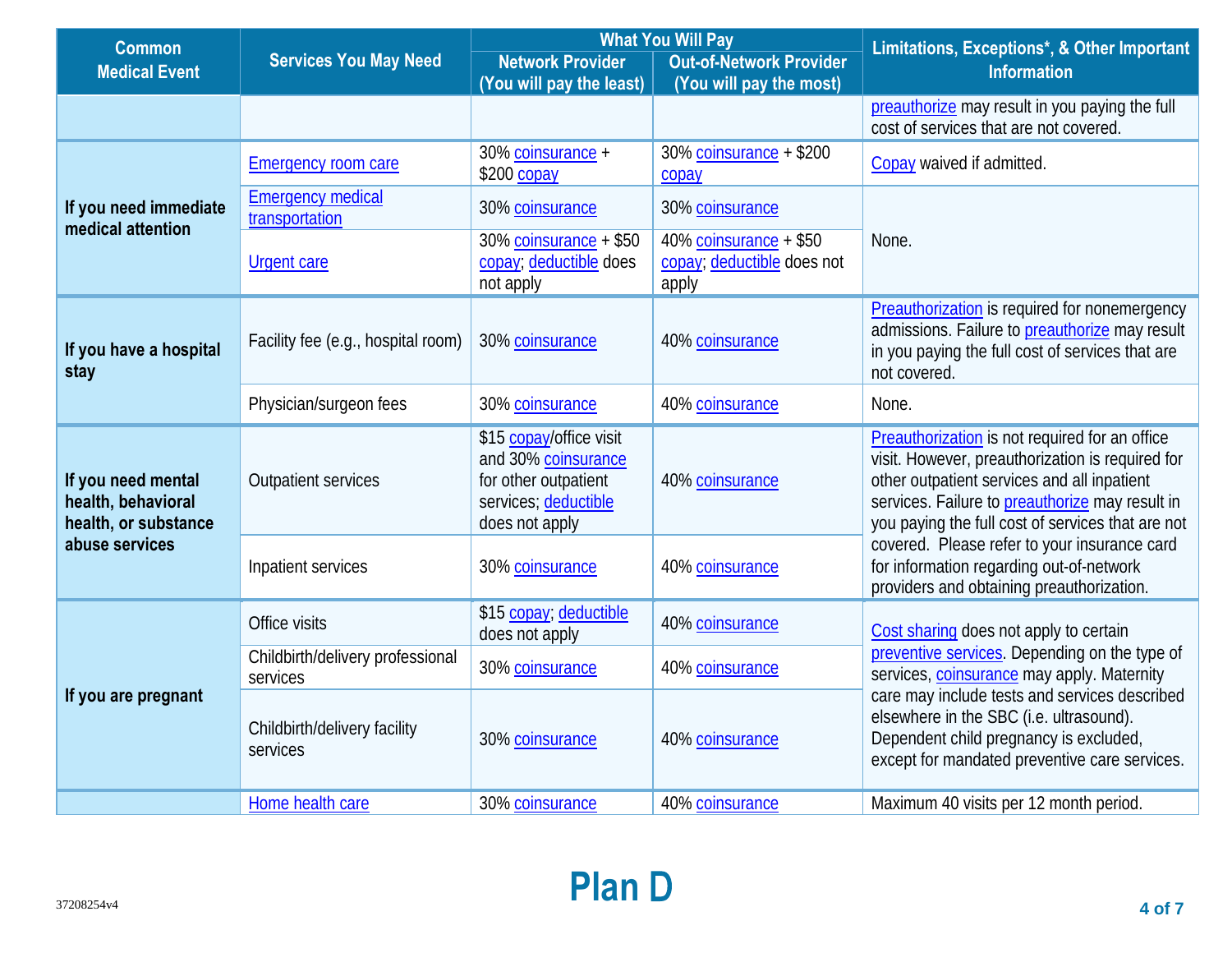| Common Medical Event | Services You May Need | What You Will Pay | | Limitations, Exceptions*, & Other Important Information |
|---|---|---|---|---|
| | | Network Provider (You will pay the least) | Out-of-Network Provider (You will pay the most) | |
| | | | | preauthorize may result in you paying the full cost of services that are not covered. |
| If you need immediate medical attention | Emergency room care | 30% coinsurance + $200 copay | 30% coinsurance + $200 copay | Copay waived if admitted. |
| | Emergency medical transportation | 30% coinsurance | 30% coinsurance | None. |
| | Urgent care | 30% coinsurance + $50 copay; deductible does not apply | 40% coinsurance + $50 copay; deductible does not apply | |
| If you have a hospital stay | Facility fee (e.g., hospital room) | 30% coinsurance | 40% coinsurance | Preauthorization is required for nonemergency admissions. Failure to preauthorize may result in you paying the full cost of services that are not covered. |
| | Physician/surgeon fees | 30% coinsurance | 40% coinsurance | None. |
| If you need mental health, behavioral health, or substance abuse services | Outpatient services | $15 copay/office visit and 30% coinsurance for other outpatient services; deductible does not apply | 40% coinsurance | Preauthorization is not required for an office visit. However, preauthorization is required for other outpatient services and all inpatient services. Failure to preauthorize may result in you paying the full cost of services that are not covered. Please refer to your insurance card for information regarding out-of-network providers and obtaining preauthorization. |
| | Inpatient services | 30% coinsurance | 40% coinsurance | |
| If you are pregnant | Office visits | $15 copay; deductible does not apply | 40% coinsurance | Cost sharing does not apply to certain preventive services. Depending on the type of services, coinsurance may apply. Maternity care may include tests and services described elsewhere in the SBC (i.e. ultrasound). Dependent child pregnancy is excluded, except for mandated preventive care services. |
| | Childbirth/delivery professional services | 30% coinsurance | 40% coinsurance | |
| | Childbirth/delivery facility services | 30% coinsurance | 40% coinsurance | |
| | Home health care | 30% coinsurance | 40% coinsurance | Maximum 40 visits per 12 month period. |

37208254v4

# Plan D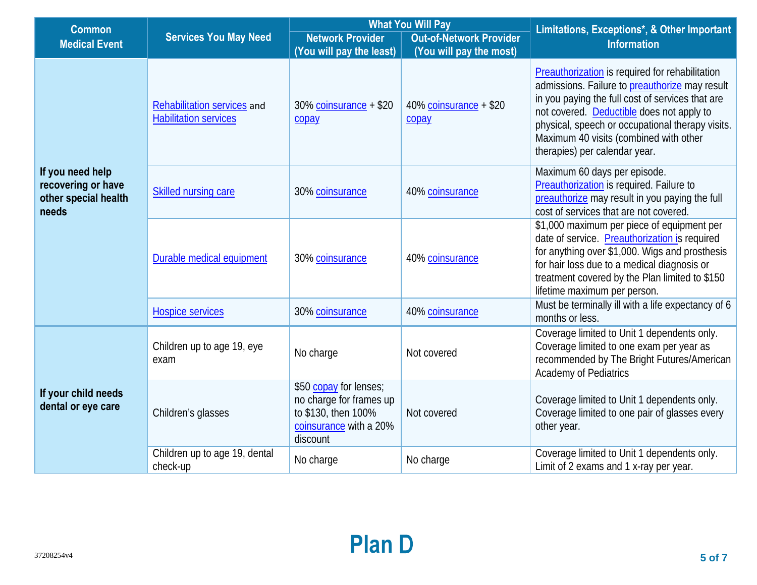| Common Medical Event | Services You May Need | What You Will Pay | | Limitations, Exceptions*, & Other Important Information |
|---|---|---|---|---|
| | | Network Provider (You will pay the least) | Out-of-Network Provider (You will pay the most) | |
| If you need help recovering or have other special health needs | Rehabilitation services and Habilitation services | 30% coinsurance + $20 copay | 40% coinsurance + $20 copay | Preauthorization is required for rehabilitation admissions. Failure to preauthorize may result in you paying the full cost of services that are not covered. Deductible does not apply to physical, speech or occupational therapy visits. Maximum 40 visits (combined with other therapies) per calendar year. |
| | Skilled nursing care | 30% coinsurance | 40% coinsurance | Maximum 60 days per episode. Preauthorization is required. Failure to preauthorize may result in you paying the full cost of services that are not covered. |
| | Durable medical equipment | 30% coinsurance | 40% coinsurance | $1,000 maximum per piece of equipment per date of service. Preauthorization is required for anything over $1,000. Wigs and prosthesis for hair loss due to a medical diagnosis or treatment covered by the Plan limited to $150 lifetime maximum per person. |
| | Hospice services | 30% coinsurance | 40% coinsurance | Must be terminally ill with a life expectancy of 6 months or less. |
| If your child needs dental or eye care | Children up to age 19, eye exam | No charge | Not covered | Coverage limited to Unit 1 dependents only. Coverage limited to one exam per year as recommended by The Bright Futures/American Academy of Pediatrics |
| | Children's glasses | $50 copay for lenses; no charge for frames up to $130, then 100% coinsurance with a 20% discount | Not covered | Coverage limited to Unit 1 dependents only. Coverage limited to one pair of glasses every other year. |
| | Children up to age 19, dental check-up | No charge | No charge | Coverage limited to Unit 1 dependents only. Limit of 2 exams and 1 x-ray per year. |

37208254v4

**Plan D**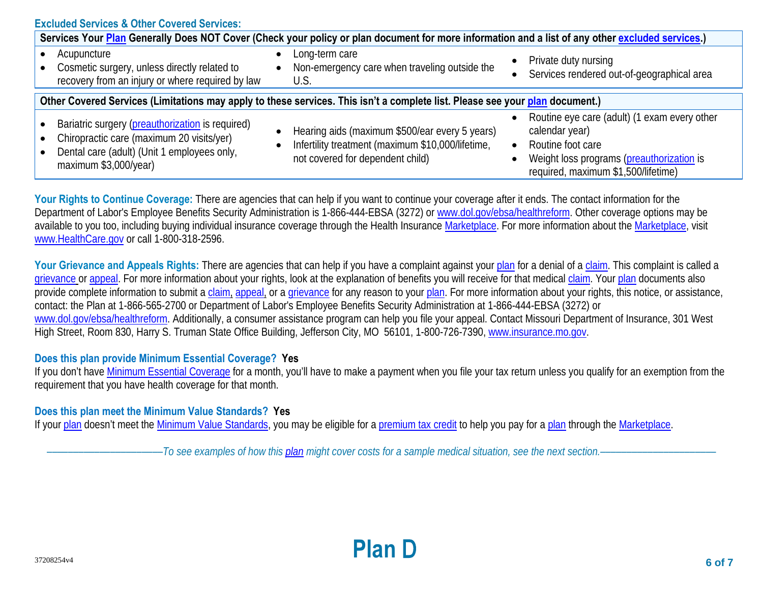## Excluded Services & Other Covered Services:

| Services Your Plan Generally Does NOT Cover (Check your policy or plan document for more information and a list of any other excluded services.) | | |
|---|---|---|
| • Acupuncture<br>• Cosmetic surgery, unless directly related to recovery from an injury or where required by law | • Long-term care<br>• Non-emergency care when traveling outside the U.S. | • Private duty nursing<br>• Services rendered out-of-geographical area |

| Other Covered Services (Limitations may apply to these services. This isn't a complete list. Please see your plan document.) | | |
|---|---|---|
| • Bariatric surgery (preauthorization is required)<br>• Chiropractic care (maximum 20 visits/yer)<br>• Dental care (adult) (Unit 1 employees only, maximum $3,000/year) | • Hearing aids (maximum $500/ear every 5 years)<br>• Infertility treatment (maximum $10,000/lifetime, not covered for dependent child) | • Routine eye care (adult) (1 exam every other calendar year)<br>• Routine foot care<br>• Weight loss programs (preauthorization is required, maximum $1,500/lifetime) |

**Your Rights to Continue Coverage:** There are agencies that can help if you want to continue your coverage after it ends. The contact information for the Department of Labor's Employee Benefits Security Administration is 1-866-444-EBSA (3272) or www.dol.gov/ebsa/healthreform. Other coverage options may be available to you too, including buying individual insurance coverage through the Health Insurance Marketplace. For more information about the Marketplace, visit www.HealthCare.gov or call 1-800-318-2596.

**Your Grievance and Appeals Rights:** There are agencies that can help if you have a complaint against your plan for a denial of a claim. This complaint is called a grievance or appeal. For more information about your rights, look at the explanation of benefits you will receive for that medical claim. Your plan documents also provide complete information to submit a claim, appeal, or a grievance for any reason to your plan. For more information about your rights, this notice, or assistance, contact: the Plan at 1-866-565-2700 or Department of Labor's Employee Benefits Security Administration at 1-866-444-EBSA (3272) or www.dol.gov/ebsa/healthreform. Additionally, a consumer assistance program can help you file your appeal. Contact Missouri Department of Insurance, 301 West High Street, Room 830, Harry S. Truman State Office Building, Jefferson City, MO 56101, 1-800-726-7390, www.insurance.mo.gov.

**Does this plan provide Minimum Essential Coverage? Yes**

If you don't have Minimum Essential Coverage for a month, you'll have to make a payment when you file your tax return unless you qualify for an exemption from the requirement that you have health coverage for that month.

**Does this plan meet the Minimum Value Standards? Yes**

If your plan doesn't meet the Minimum Value Standards, you may be eligible for a premium tax credit to help you pay for a plan through the Marketplace.

*––––––––––––––––––––––To see examples of how this plan might cover costs for a sample medical situation, see the next section.––––––––––––––––––––––*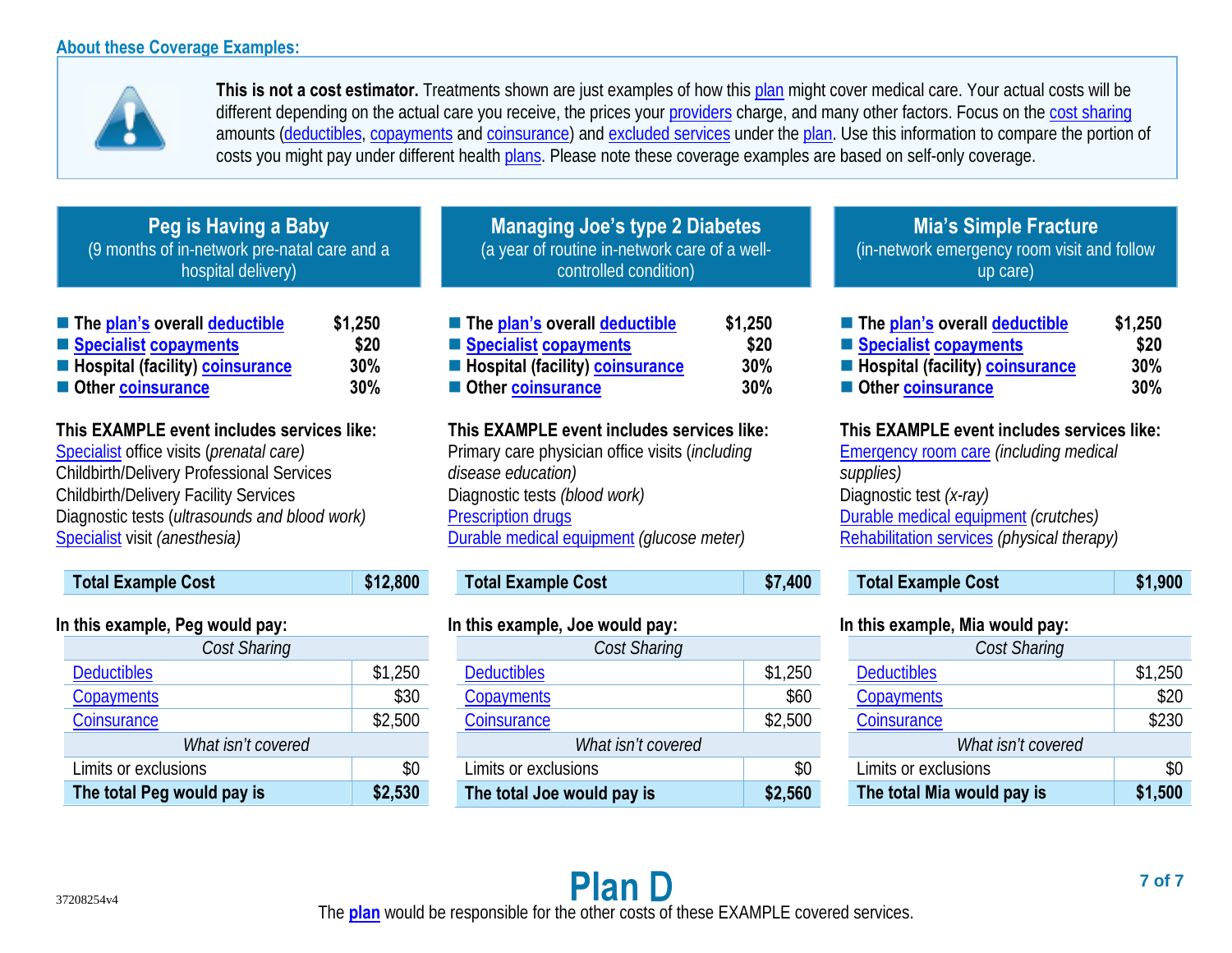## About these Coverage Examples:

**This is not a cost estimator.** Treatments shown are just examples of how this plan might cover medical care. Your actual costs will be different depending on the actual care you receive, the prices your providers charge, and many other factors. Focus on the cost sharing amounts (deductibles, copayments and coinsurance) and excluded services under the plan. Use this information to compare the portion of costs you might pay under different health plans. Please note these coverage examples are based on self-only coverage.

### Peg is Having a Baby
(9 months of in-network pre-natal care and a hospital delivery)

- **The plan's overall deductible** **$1,250**
- **Specialist copayments** **$20**
- **Hospital (facility) coinsurance** **30%**
- **Other coinsurance** **30%**

**This EXAMPLE event includes services like:**
Specialist office visits (*prenatal care)*
Childbirth/Delivery Professional Services
Childbirth/Delivery Facility Services
Diagnostic tests (*ultrasounds and blood work)*
Specialist visit *(anesthesia)*

| | |
|---|---|
| **Total Example Cost** | **$12,800** |

**In this example, Peg would pay:**

| *Cost Sharing* | |
|---|---|
| Deductibles | $1,250 |
| Copayments | $30 |
| Coinsurance | $2,500 |
| *What isn't covered* | |
| Limits or exclusions | $0 |
| **The total Peg would pay is** | **$2,530** |

### Managing Joe's type 2 Diabetes
(a year of routine in-network care of a well-controlled condition)

- **The plan's overall deductible** **$1,250**
- **Specialist copayments** **$20**
- **Hospital (facility) coinsurance** **30%**
- **Other coinsurance** **30%**

**This EXAMPLE event includes services like:**
Primary care physician office visits (*including disease education)*
Diagnostic tests *(blood work)*
Prescription drugs
Durable medical equipment *(glucose meter)*

| | |
|---|---|
| **Total Example Cost** | **$7,400** |

**In this example, Joe would pay:**

| *Cost Sharing* | |
|---|---|
| Deductibles | $1,250 |
| Copayments | $60 |
| Coinsurance | $2,500 |
| *What isn't covered* | |
| Limits or exclusions | $0 |
| **The total Joe would pay is** | **$2,560** |

### Mia's Simple Fracture
(in-network emergency room visit and follow up care)

- **The plan's overall deductible** **$1,250**
- **Specialist copayments** **$20**
- **Hospital (facility) coinsurance** **30%**
- **Other coinsurance** **30%**

**This EXAMPLE event includes services like:**
Emergency room care *(including medical supplies)*
Diagnostic test *(x-ray)*
Durable medical equipment *(crutches)*
Rehabilitation services *(physical therapy)*

| | |
|---|---|
| **Total Example Cost** | **$1,900** |

**In this example, Mia would pay:**

| *Cost Sharing* | |
|---|---|
| Deductibles | $1,250 |
| Copayments | $20 |
| Coinsurance | $230 |
| *What isn't covered* | |
| Limits or exclusions | $0 |
| **The total Mia would pay is** | **$1,500** |

37208254v4

# Plan D

The **plan** would be responsible for the other costs of these EXAMPLE covered services.